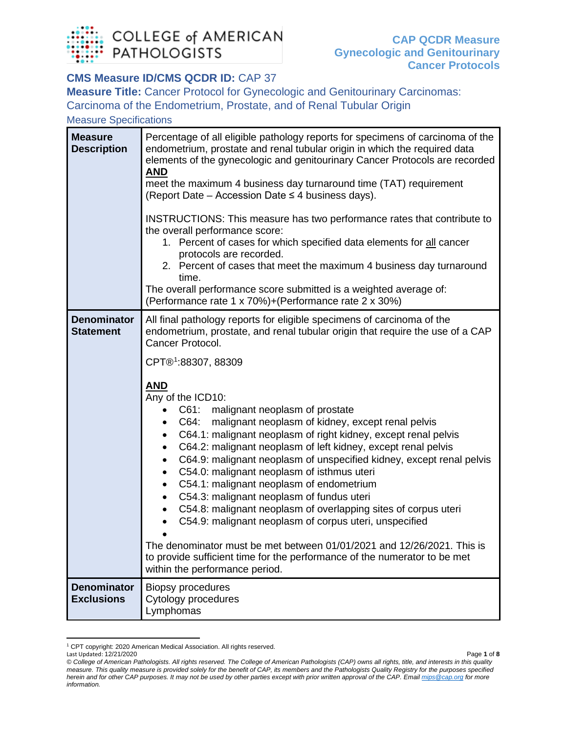COLLEGE of AMERICAN PATHOLOGISTS

**CAP QCDR Measure**
**Gynecologic and Genitourinary Cancer Protocols**

**CMS Measure ID/CMS QCDR ID:** CAP 37

**Measure Title:** Cancer Protocol for Gynecologic and Genitourinary Carcinomas: Carcinoma of the Endometrium, Prostate, and of Renal Tubular Origin

Measure Specifications

| | |
|---|---|
| **Measure Description** | Percentage of all eligible pathology reports for specimens of carcinoma of the endometrium, prostate and renal tubular origin in which the required data elements of the gynecologic and genitourinary Cancer Protocols are recorded <br> **<u>AND</u>** <br> meet the maximum 4 business day turnaround time (TAT) requirement (Report Date – Accession Date ≤ 4 business days). <br><br> INSTRUCTIONS: This measure has two performance rates that contribute to the overall performance score: <br> 1. Percent of cases for which specified data elements for <u>all</u> cancer protocols are recorded. <br> 2. Percent of cases that meet the maximum 4 business day turnaround time. <br> The overall performance score submitted is a weighted average of: (Performance rate 1 x 70%)+(Performance rate 2 x 30%) |
| **Denominator Statement** | All final pathology reports for eligible specimens of carcinoma of the endometrium, prostate, and renal tubular origin that require the use of a CAP Cancer Protocol. <br><br> CPT®[1]:88307, 88309 <br><br> **<u>AND</u>** <br> Any of the ICD10: <br> • C61: malignant neoplasm of prostate <br> • C64: malignant neoplasm of kidney, except renal pelvis <br> • C64.1: malignant neoplasm of right kidney, except renal pelvis <br> • C64.2: malignant neoplasm of left kidney, except renal pelvis <br> • C64.9: malignant neoplasm of unspecified kidney, except renal pelvis <br> • C54.0: malignant neoplasm of isthmus uteri <br> • C54.1: malignant neoplasm of endometrium <br> • C54.3: malignant neoplasm of fundus uteri <br> • C54.8: malignant neoplasm of overlapping sites of corpus uteri <br> • C54.9: malignant neoplasm of corpus uteri, unspecified <br> • <br><br> The denominator must be met between 01/01/2021 and 12/26/2021. This is to provide sufficient time for the performance of the numerator to be met within the performance period. |
| **Denominator Exclusions** | Biopsy procedures <br> Cytology procedures <br> Lymphomas |

[1] CPT copyright: 2020 American Medical Association. All rights reserved.

Last Updated: 12/21/2020

*© College of American Pathologists. All rights reserved. The College of American Pathologists (CAP) owns all rights, title, and interests in this quality measure. This quality measure is provided solely for the benefit of CAP, its members and the Pathologists Quality Registry for the purposes specified herein and for other CAP purposes. It may not be used by other parties except with prior written approval of the CAP. Email mips@cap.org for more information.*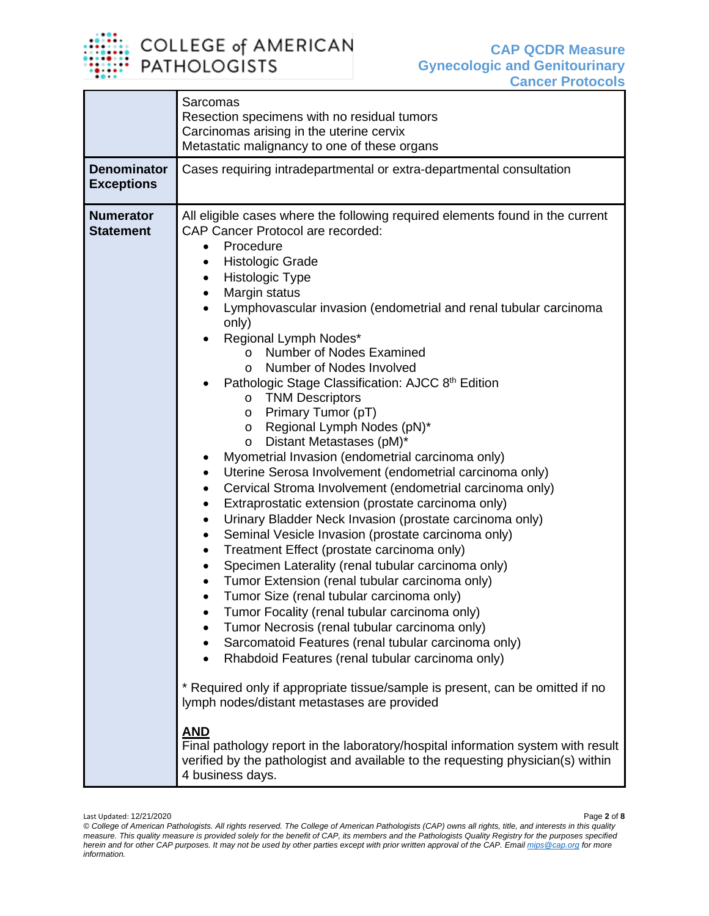| | |
|---|---|
| | Sarcomas<br>Resection specimens with no residual tumors<br>Carcinomas arising in the uterine cervix<br>Metastatic malignancy to one of these organs |
| **Denominator Exceptions** | Cases requiring intradepartmental or extra-departmental consultation |
| **Numerator Statement** | All eligible cases where the following required elements found in the current CAP Cancer Protocol are recorded:<br>• Procedure<br>• Histologic Grade<br>• Histologic Type<br>• Margin status<br>• Lymphovascular invasion (endometrial and renal tubular carcinoma only)<br>• Regional Lymph Nodes*<br>&nbsp;&nbsp;&nbsp;&nbsp;o Number of Nodes Examined<br>&nbsp;&nbsp;&nbsp;&nbsp;o Number of Nodes Involved<br>• Pathologic Stage Classification: AJCC 8th Edition<br>&nbsp;&nbsp;&nbsp;&nbsp;o TNM Descriptors<br>&nbsp;&nbsp;&nbsp;&nbsp;o Primary Tumor (pT)<br>&nbsp;&nbsp;&nbsp;&nbsp;o Regional Lymph Nodes (pN)*<br>&nbsp;&nbsp;&nbsp;&nbsp;o Distant Metastases (pM)*<br>• Myometrial Invasion (endometrial carcinoma only)<br>• Uterine Serosa Involvement (endometrial carcinoma only)<br>• Cervical Stroma Involvement (endometrial carcinoma only)<br>• Extraprostatic extension (prostate carcinoma only)<br>• Urinary Bladder Neck Invasion (prostate carcinoma only)<br>• Seminal Vesicle Invasion (prostate carcinoma only)<br>• Treatment Effect (prostate carcinoma only)<br>• Specimen Laterality (renal tubular carcinoma only)<br>• Tumor Extension (renal tubular carcinoma only)<br>• Tumor Size (renal tubular carcinoma only)<br>• Tumor Focality (renal tubular carcinoma only)<br>• Tumor Necrosis (renal tubular carcinoma only)<br>• Sarcomatoid Features (renal tubular carcinoma only)<br>• Rhabdoid Features (renal tubular carcinoma only)<br><br>* Required only if appropriate tissue/sample is present, can be omitted if no lymph nodes/distant metastases are provided<br><br>**AND**<br>Final pathology report in the laboratory/hospital information system with result verified by the pathologist and available to the requesting physician(s) within 4 business days. |

Last Updated: 12/21/2020

*© College of American Pathologists. All rights reserved. The College of American Pathologists (CAP) owns all rights, title, and interests in this quality measure. This quality measure is provided solely for the benefit of CAP, its members and the Pathologists Quality Registry for the purposes specified herein and for other CAP purposes. It may not be used by other parties except with prior written approval of the CAP. Email mips@cap.org for more information.*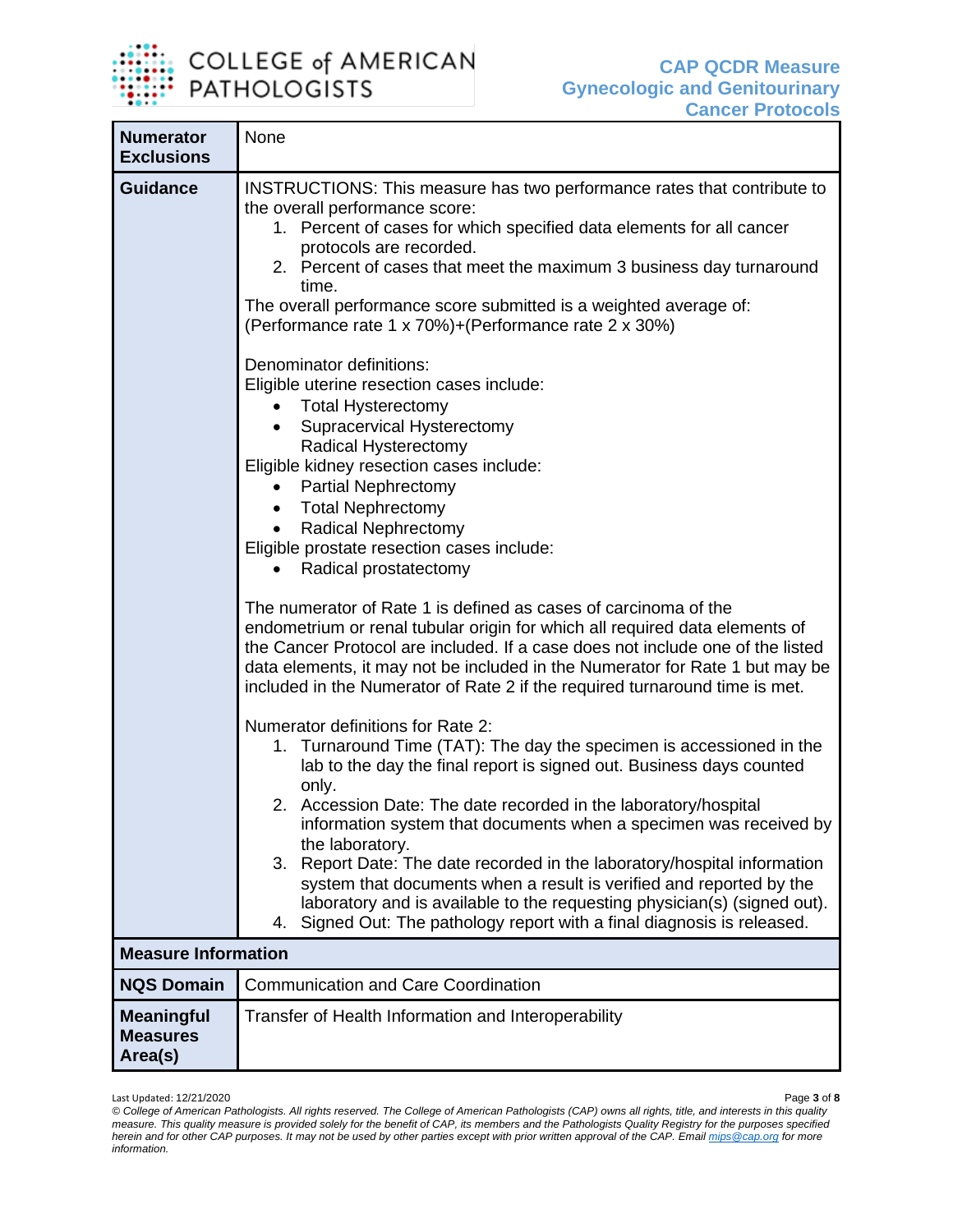| | |
|---|---|
| **Numerator Exclusions** | None |
| **Guidance** | INSTRUCTIONS: This measure has two performance rates that contribute to the overall performance score:<br>1. Percent of cases for which specified data elements for all cancer protocols are recorded.<br>2. Percent of cases that meet the maximum 3 business day turnaround time.<br>The overall performance score submitted is a weighted average of:<br>(Performance rate 1 x 70%)+(Performance rate 2 x 30%)<br><br>Denominator definitions:<br>Eligible uterine resection cases include:<br>• Total Hysterectomy<br>• Supracervical Hysterectomy<br>Radical Hysterectomy<br>Eligible kidney resection cases include:<br>• Partial Nephrectomy<br>• Total Nephrectomy<br>• Radical Nephrectomy<br>Eligible prostate resection cases include:<br>• Radical prostatectomy<br><br>The numerator of Rate 1 is defined as cases of carcinoma of the endometrium or renal tubular origin for which all required data elements of the Cancer Protocol are included. If a case does not include one of the listed data elements, it may not be included in the Numerator for Rate 1 but may be included in the Numerator of Rate 2 if the required turnaround time is met.<br><br>Numerator definitions for Rate 2:<br>1. Turnaround Time (TAT): The day the specimen is accessioned in the lab to the day the final report is signed out. Business days counted only.<br>2. Accession Date: The date recorded in the laboratory/hospital information system that documents when a specimen was received by the laboratory.<br>3. Report Date: The date recorded in the laboratory/hospital information system that documents when a result is verified and reported by the laboratory and is available to the requesting physician(s) (signed out).<br>4. Signed Out: The pathology report with a final diagnosis is released. |
| **Measure Information** | |
| **NQS Domain** | Communication and Care Coordination |
| **Meaningful Measures Area(s)** | Transfer of Health Information and Interoperability |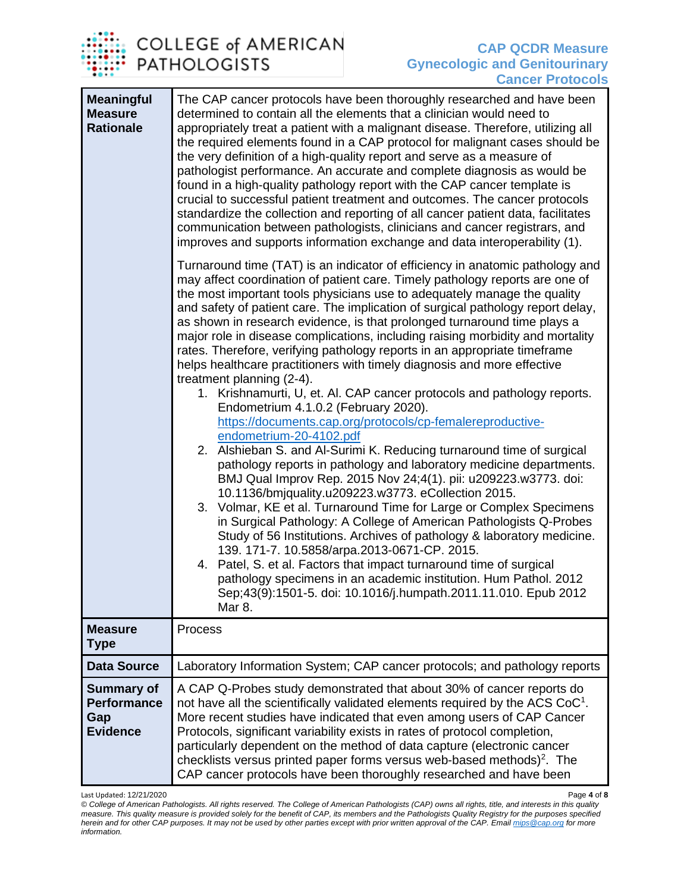| | |
|---|---|
| **Meaningful Measure Rationale** | The CAP cancer protocols have been thoroughly researched and have been determined to contain all the elements that a clinician would need to appropriately treat a patient with a malignant disease. Therefore, utilizing all the required elements found in a CAP protocol for malignant cases should be the very definition of a high-quality report and serve as a measure of pathologist performance. An accurate and complete diagnosis as would be found in a high-quality pathology report with the CAP cancer template is crucial to successful patient treatment and outcomes. The cancer protocols standardize the collection and reporting of all cancer patient data, facilitates communication between pathologists, clinicians and cancer registrars, and improves and supports information exchange and data interoperability (1).<br><br>Turnaround time (TAT) is an indicator of efficiency in anatomic pathology and may affect coordination of patient care. Timely pathology reports are one of the most important tools physicians use to adequately manage the quality and safety of patient care. The implication of surgical pathology report delay, as shown in research evidence, is that prolonged turnaround time plays a major role in disease complications, including raising morbidity and mortality rates. Therefore, verifying pathology reports in an appropriate timeframe helps healthcare practitioners with timely diagnosis and more effective treatment planning (2-4).<br>1. Krishnamurti, U, et. Al. CAP cancer protocols and pathology reports. Endometrium 4.1.0.2 (February 2020). https://documents.cap.org/protocols/cp-femalereproductive-endometrium-20-4102.pdf<br>2. Alshieban S. and Al-Surimi K. Reducing turnaround time of surgical pathology reports in pathology and laboratory medicine departments. BMJ Qual Improv Rep. 2015 Nov 24;4(1). pii: u209223.w3773. doi: 10.1136/bmjquality.u209223.w3773. eCollection 2015.<br>3. Volmar, KE et al. Turnaround Time for Large or Complex Specimens in Surgical Pathology: A College of American Pathologists Q-Probes Study of 56 Institutions. Archives of pathology & laboratory medicine. 139. 171-7. 10.5858/arpa.2013-0671-CP. 2015.<br>4. Patel, S. et al. Factors that impact turnaround time of surgical pathology specimens in an academic institution. Hum Pathol. 2012 Sep;43(9):1501-5. doi: 10.1016/j.humpath.2011.11.010. Epub 2012 Mar 8. |
| **Measure Type** | Process |
| **Data Source** | Laboratory Information System; CAP cancer protocols; and pathology reports |
| **Summary of Performance Gap Evidence** | A CAP Q-Probes study demonstrated that about 30% of cancer reports do not have all the scientifically validated elements required by the ACS CoC[1]. More recent studies have indicated that even among users of CAP Cancer Protocols, significant variability exists in rates of protocol completion, particularly dependent on the method of data capture (electronic cancer checklists versus printed paper forms versus web-based methods)[2]. The CAP cancer protocols have been thoroughly researched and have been |

Last Updated: 12/21/2020

*© College of American Pathologists. All rights reserved. The College of American Pathologists (CAP) owns all rights, title, and interests in this quality measure. This quality measure is provided solely for the benefit of CAP, its members and the Pathologists Quality Registry for the purposes specified herein and for other CAP purposes. It may not be used by other parties except with prior written approval of the CAP. Email mips@cap.org for more information.*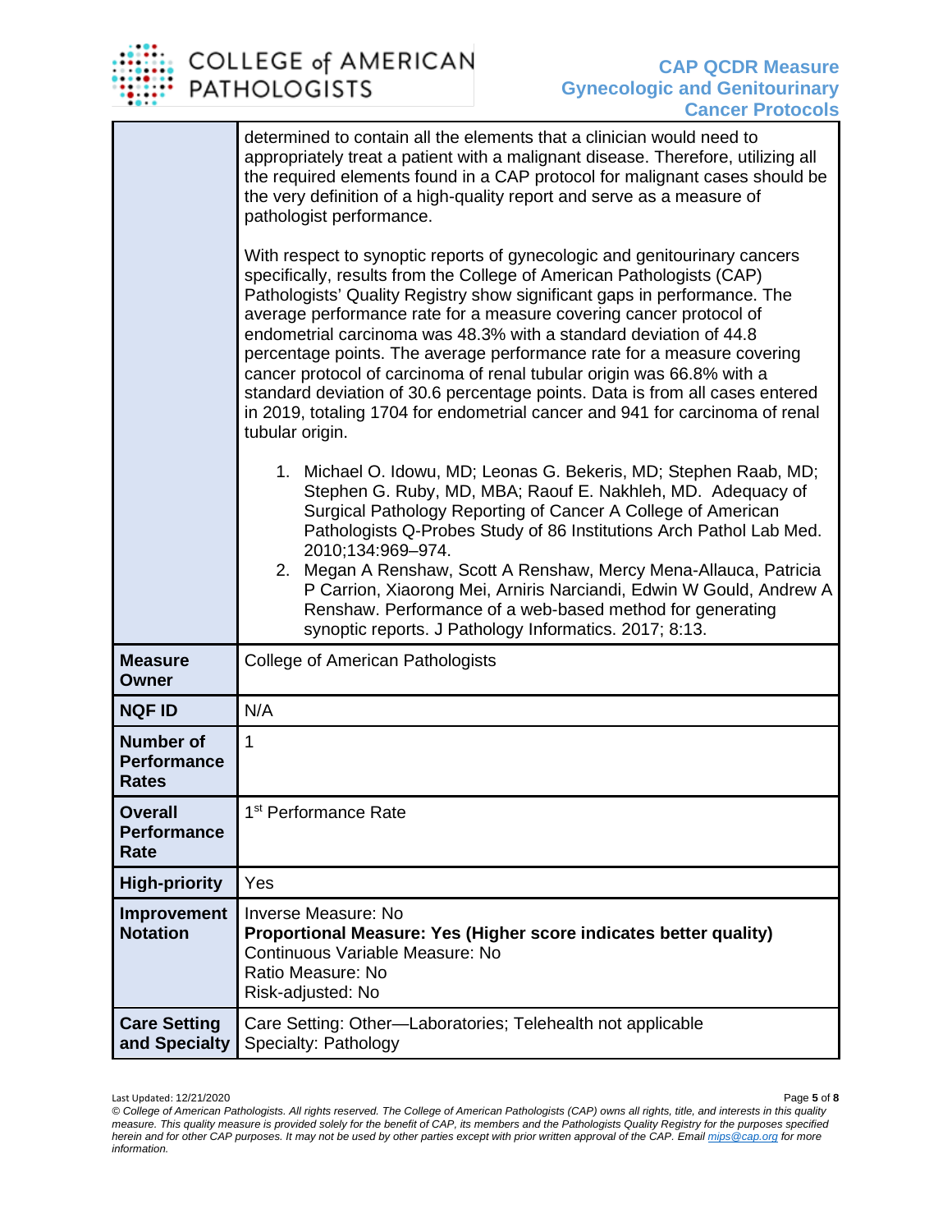| | |
|---|---|
| | determined to contain all the elements that a clinician would need to appropriately treat a patient with a malignant disease. Therefore, utilizing all the required elements found in a CAP protocol for malignant cases should be the very definition of a high-quality report and serve as a measure of pathologist performance.<br><br>With respect to synoptic reports of gynecologic and genitourinary cancers specifically, results from the College of American Pathologists (CAP) Pathologists' Quality Registry show significant gaps in performance. The average performance rate for a measure covering cancer protocol of endometrial carcinoma was 48.3% with a standard deviation of 44.8 percentage points. The average performance rate for a measure covering cancer protocol of carcinoma of renal tubular origin was 66.8% with a standard deviation of 30.6 percentage points. Data is from all cases entered in 2019, totaling 1704 for endometrial cancer and 941 for carcinoma of renal tubular origin.<br><br>1. Michael O. Idowu, MD; Leonas G. Bekeris, MD; Stephen Raab, MD; Stephen G. Ruby, MD, MBA; Raouf E. Nakhleh, MD. Adequacy of Surgical Pathology Reporting of Cancer A College of American Pathologists Q-Probes Study of 86 Institutions Arch Pathol Lab Med. 2010;134:969–974.<br>2. Megan A Renshaw, Scott A Renshaw, Mercy Mena-Allauca, Patricia P Carrion, Xiaorong Mei, Arniris Narciandi, Edwin W Gould, Andrew A Renshaw. Performance of a web-based method for generating synoptic reports. J Pathology Informatics. 2017; 8:13. |
| **Measure Owner** | College of American Pathologists |
| **NQF ID** | N/A |
| **Number of Performance Rates** | 1 |
| **Overall Performance Rate** | 1st Performance Rate |
| **High-priority** | Yes |
| **Improvement Notation** | Inverse Measure: No<br>**Proportional Measure: Yes (Higher score indicates better quality)**<br>Continuous Variable Measure: No<br>Ratio Measure: No<br>Risk-adjusted: No |
| **Care Setting and Specialty** | Care Setting: Other—Laboratories; Telehealth not applicable<br>Specialty: Pathology |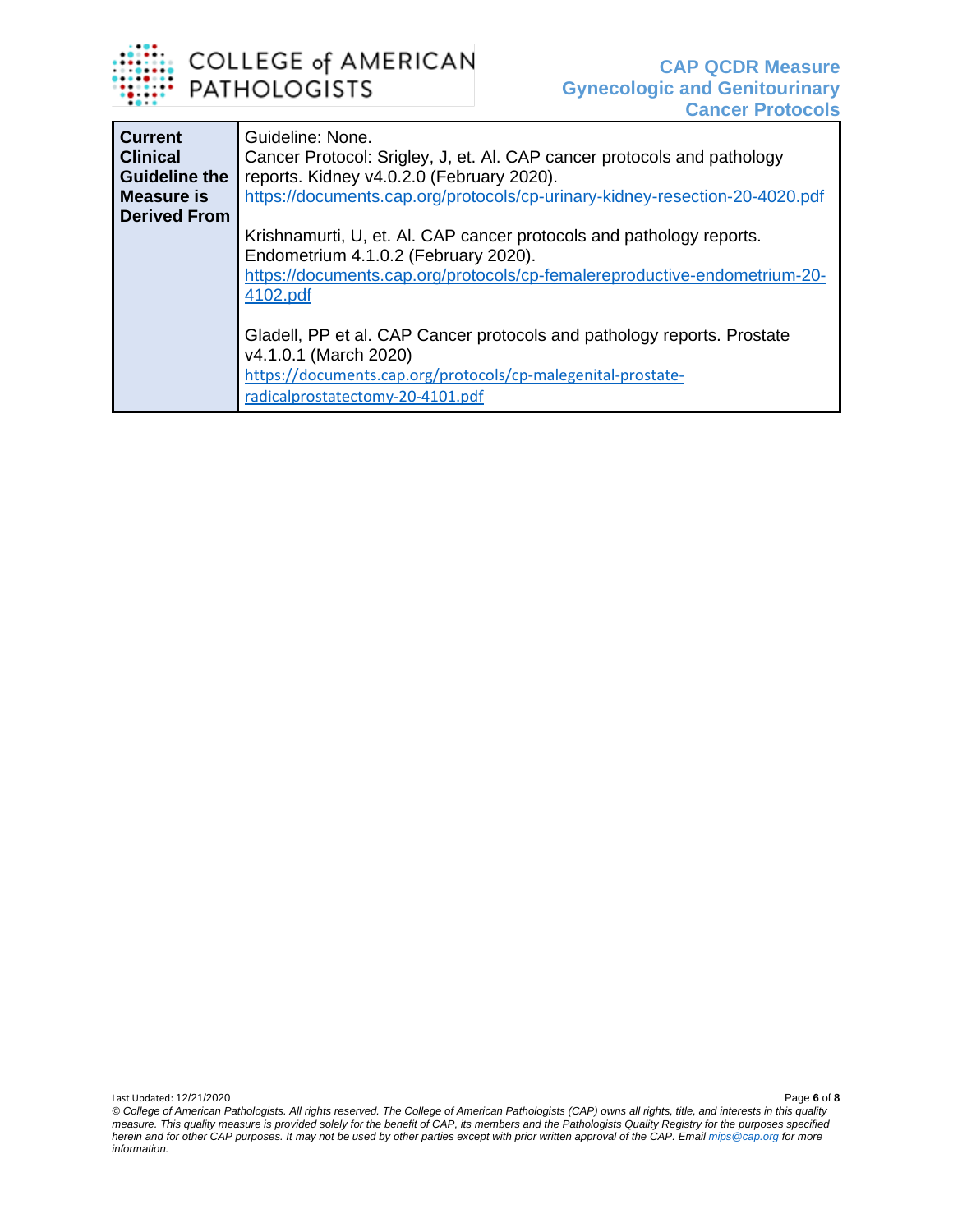| Current Clinical Guideline the Measure is Derived From | Guideline: None.<br>Cancer Protocol: Srigley, J, et. Al. CAP cancer protocols and pathology reports. Kidney v4.0.2.0 (February 2020).<br>https://documents.cap.org/protocols/cp-urinary-kidney-resection-20-4020.pdf<br><br>Krishnamurti, U, et. Al. CAP cancer protocols and pathology reports. Endometrium 4.1.0.2 (February 2020).<br>https://documents.cap.org/protocols/cp-femalereproductive-endometrium-20-4102.pdf<br><br>Gladell, PP et al. CAP Cancer protocols and pathology reports. Prostate v4.1.0.1 (March 2020)<br>https://documents.cap.org/protocols/cp-malegenital-prostate-radicalprostatectomy-20-4101.pdf |
|---|---|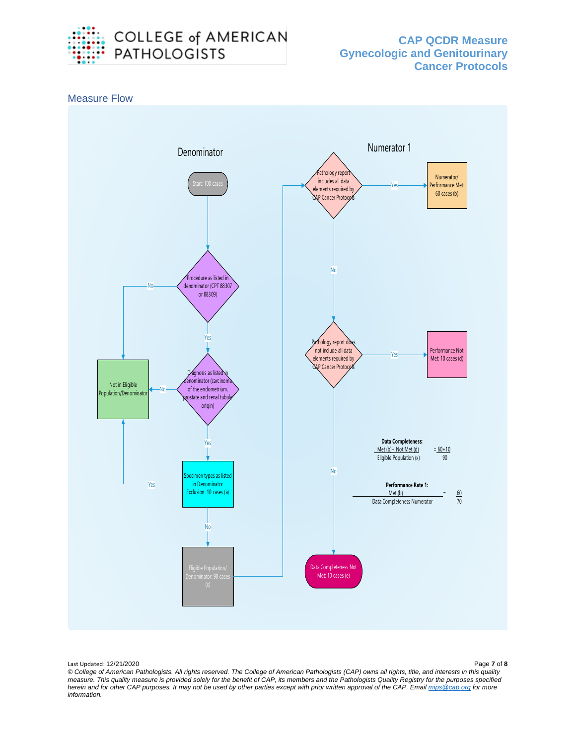## Measure Flow

### Denominator

- Start: 100 cases
- Procedure as listed in denominator (CPT 88307 or 88309)
  - No → Not in Eligible Population/Denominator
  - Yes → Diagnosis as listed in denominator (carcinoma of the endometrium, prostate and renal tubule origin)
    - No → Not in Eligible Population/Denominator
    - Yes → Specimen types as listed in Denominator Exclusion: 10 cases (a)
      - Yes → Not in Eligible Population/Denominator
      - No → Eligible Population/ Denominator: 90 cases (x)

### Numerator 1

- Pathology report includes all data elements required by CAP Cancer Protocols
  - Yes → Numerator/ Performance Met: 60 cases (b)
  - No → Pathology report does not include all data elements required by CAP Cancer Protocols
    - Yes → Performance Not Met: 10 cases (d)
    - No → Data Completeness Not Met: 10 cases (e)

**Data Completeness:**

$$\frac{\text{Met (b)} + \text{Not Met (d)}}{\text{Eligible Population (x)}} = \frac{60+10}{90}$$

**Performance Rate 1:**

$$\frac{\text{Met (b)}}{\text{Data Completeness Numerator}} = \frac{60}{70}$$

Last Updated: 12/21/2020

*© College of American Pathologists. All rights reserved. The College of American Pathologists (CAP) owns all rights, title, and interests in this quality measure. This quality measure is provided solely for the benefit of CAP, its members and the Pathologists Quality Registry for the purposes specified herein and for other CAP purposes. It may not be used by other parties except with prior written approval of the CAP. Email mips@cap.org for more information.*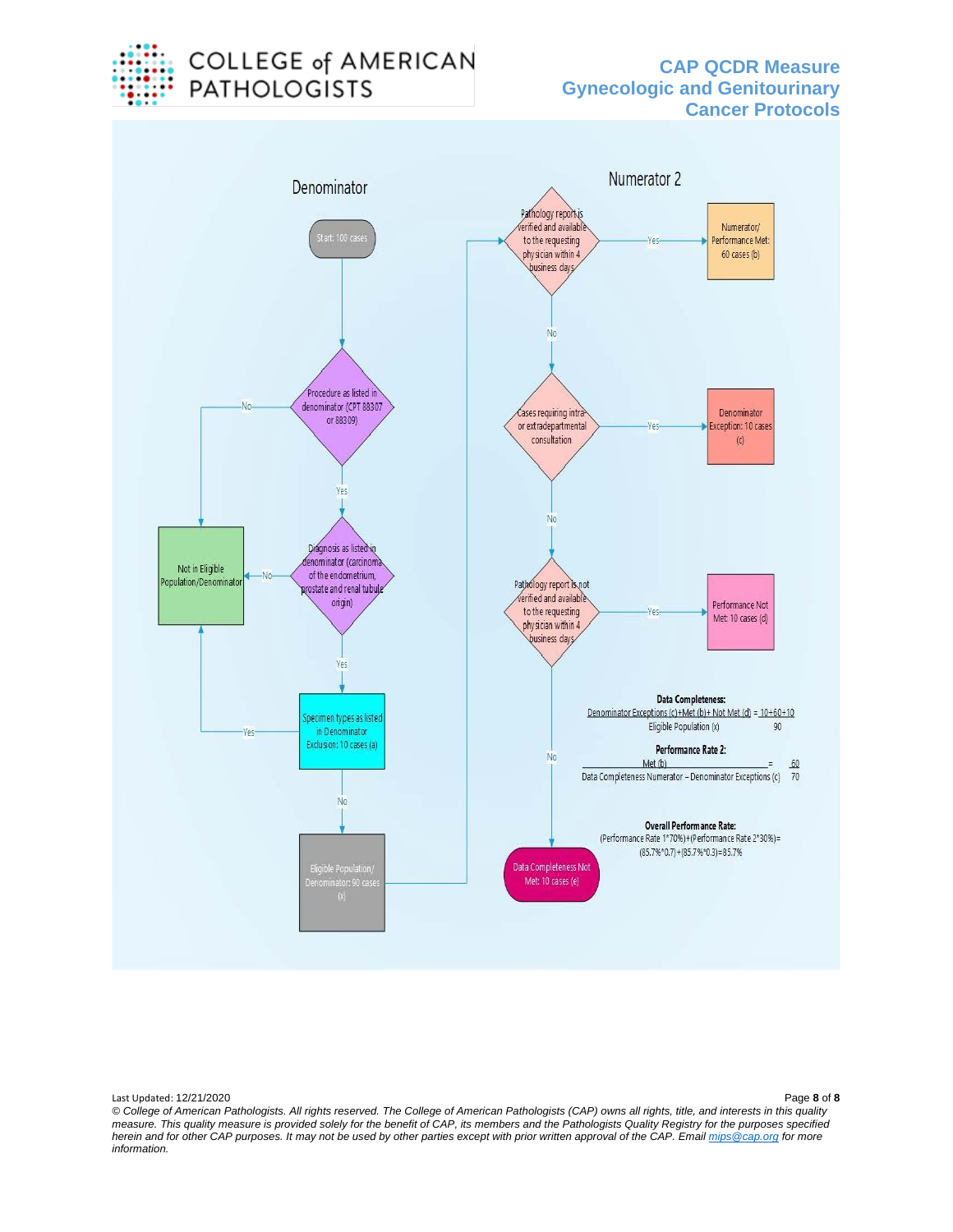Denominator

Start: 100 cases

Procedure as listed in denominator (CPT 88307 or 88309)

No

Yes

Diagnosis as listed in denominator (carcinoma of the endometrium, prostate and renal tubule origin)

No

Not in Eligible Population/Denominator

Yes

Specimen types as listed in Denominator Exclusion: 10 cases (a)

Yes

No

Eligible Population/ Denominator: 90 cases (x)

Numerator 2

Pathology report is verified and available to the requesting physician within 4 business days

Yes

Numerator/ Performance Met: 60 cases (b)

No

Cases requiring intra- or extradepartmental consultation

Yes

Denominator Exception: 10 cases (c)

No

Pathology report is not verified and available to the requesting physician within 4 business days

Yes

Performance Not Met: 10 cases (d)

No

Data Completeness Not Met: 10 cases (e)

**Data Completeness:**

$$\frac{\text{Denominator Exceptions (c)+Met (b)+ Not Met (d)}}{\text{Eligible Population (x)}} = \frac{10+60+10}{90}$$

**Performance Rate 2:**

$$\frac{\text{Met (b)}}{\text{Data Completeness Numerator – Denominator Exceptions (c)}} = \frac{60}{70}$$

**Overall Performance Rate:**

(Performance Rate 1*70%)+(Performance Rate 2*30%)=

(85.7%*0.7)+(85.7%*0.3)=85.7%

Last Updated: 12/21/2020

*© College of American Pathologists. All rights reserved. The College of American Pathologists (CAP) owns all rights, title, and interests in this quality measure. This quality measure is provided solely for the benefit of CAP, its members and the Pathologists Quality Registry for the purposes specified herein and for other CAP purposes. It may not be used by other parties except with prior written approval of the CAP. Email mips@cap.org for more information.*